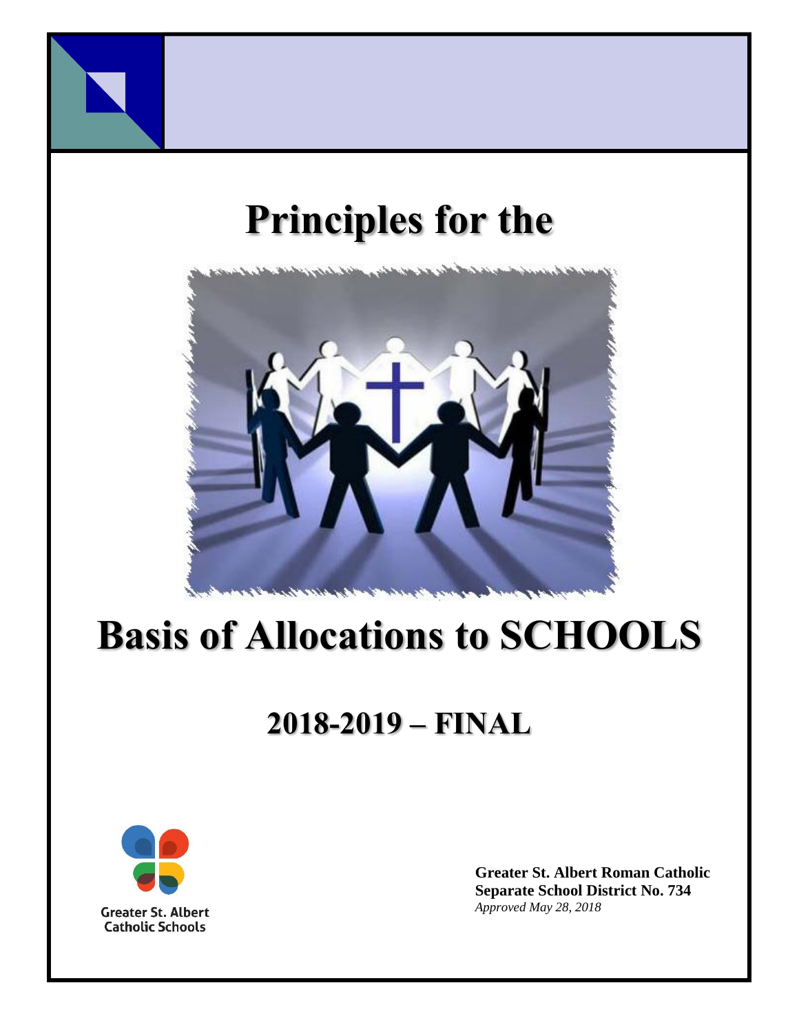# Principles for the

# Basis of Allocations to SCHOOLS

## 2018-2019 – FINAL

Greater St. Albert Catholic Schools

**Greater St. Albert Roman Catholic Separate School District No. 734**
*Approved May 28, 2018*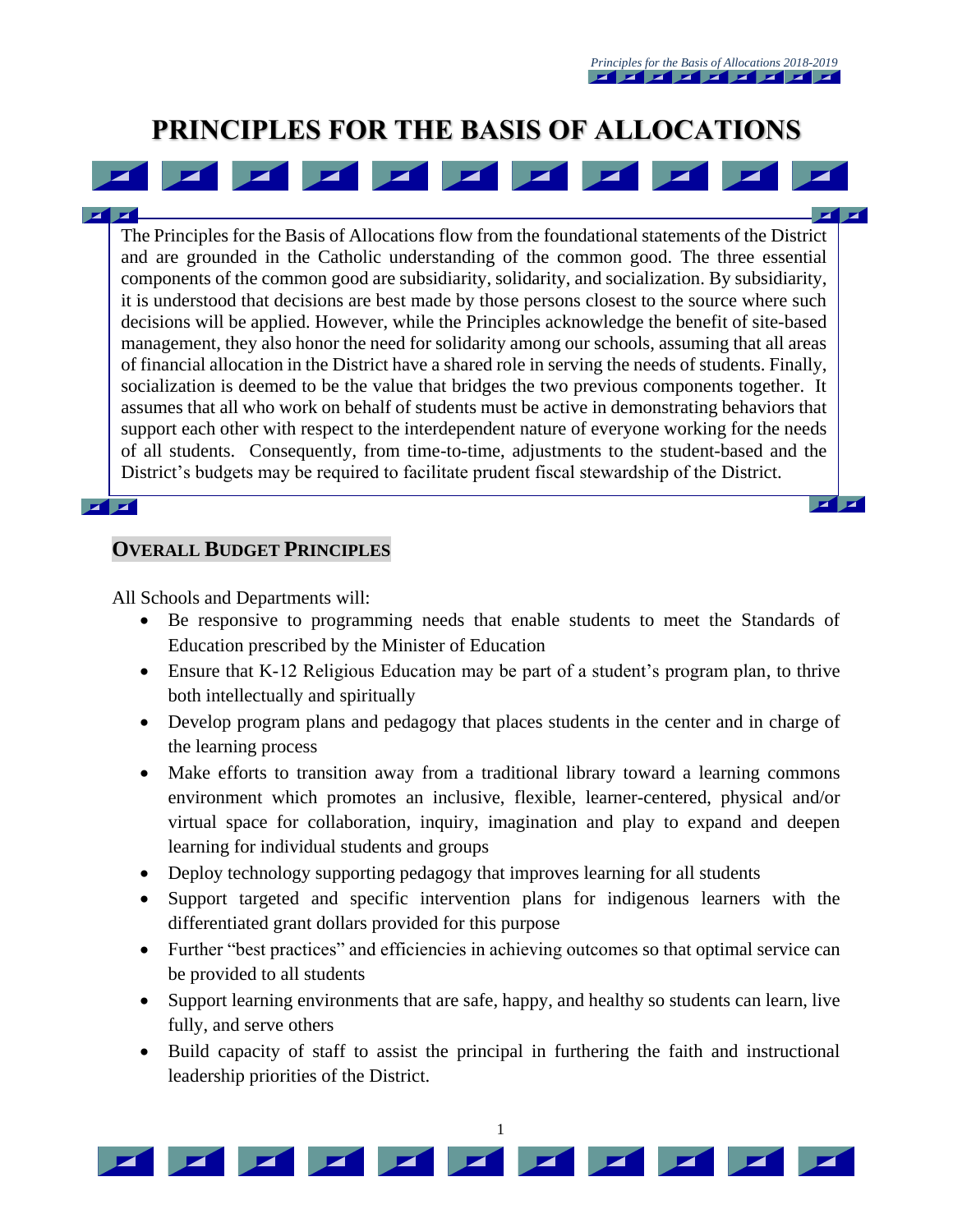# PRINCIPLES FOR THE BASIS OF ALLOCATIONS

The Principles for the Basis of Allocations flow from the foundational statements of the District and are grounded in the Catholic understanding of the common good. The three essential components of the common good are subsidiarity, solidarity, and socialization. By subsidiarity, it is understood that decisions are best made by those persons closest to the source where such decisions will be applied. However, while the Principles acknowledge the benefit of site-based management, they also honor the need for solidarity among our schools, assuming that all areas of financial allocation in the District have a shared role in serving the needs of students. Finally, socialization is deemed to be the value that bridges the two previous components together. It assumes that all who work on behalf of students must be active in demonstrating behaviors that support each other with respect to the interdependent nature of everyone working for the needs of all students. Consequently, from time-to-time, adjustments to the student-based and the District's budgets may be required to facilitate prudent fiscal stewardship of the District.

## OVERALL BUDGET PRINCIPLES

All Schools and Departments will:

- Be responsive to programming needs that enable students to meet the Standards of Education prescribed by the Minister of Education
- Ensure that K-12 Religious Education may be part of a student's program plan, to thrive both intellectually and spiritually
- Develop program plans and pedagogy that places students in the center and in charge of the learning process
- Make efforts to transition away from a traditional library toward a learning commons environment which promotes an inclusive, flexible, learner-centered, physical and/or virtual space for collaboration, inquiry, imagination and play to expand and deepen learning for individual students and groups
- Deploy technology supporting pedagogy that improves learning for all students
- Support targeted and specific intervention plans for indigenous learners with the differentiated grant dollars provided for this purpose
- Further "best practices" and efficiencies in achieving outcomes so that optimal service can be provided to all students
- Support learning environments that are safe, happy, and healthy so students can learn, live fully, and serve others
- Build capacity of staff to assist the principal in furthering the faith and instructional leadership priorities of the District.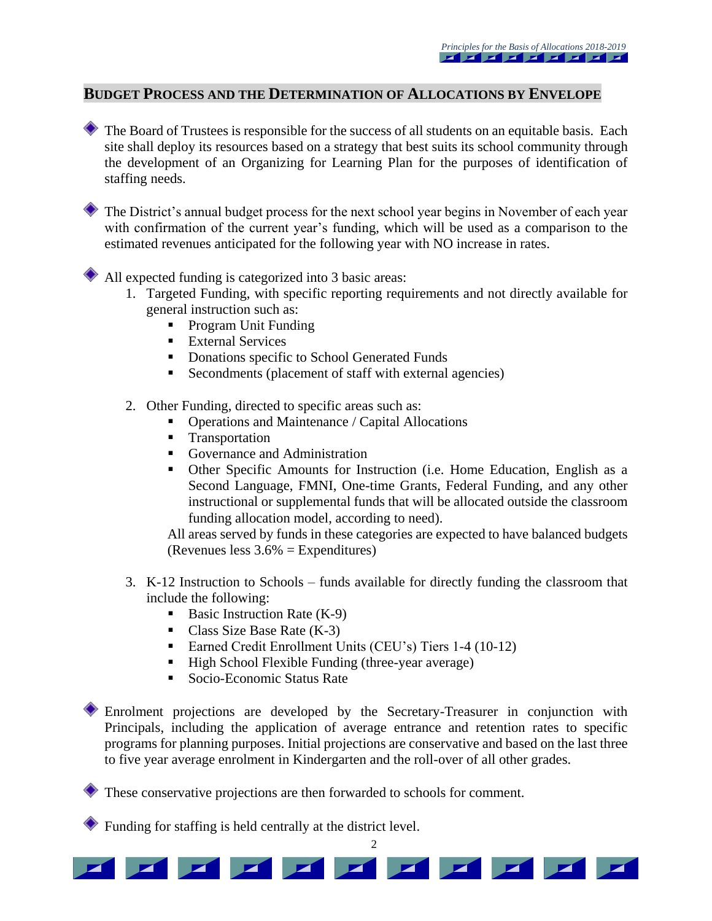## Budget Process and the Determination of Allocations by Envelope

- The Board of Trustees is responsible for the success of all students on an equitable basis. Each site shall deploy its resources based on a strategy that best suits its school community through the development of an Organizing for Learning Plan for the purposes of identification of staffing needs.

- The District's annual budget process for the next school year begins in November of each year with confirmation of the current year's funding, which will be used as a comparison to the estimated revenues anticipated for the following year with NO increase in rates.

- All expected funding is categorized into 3 basic areas:
  1. Targeted Funding, with specific reporting requirements and not directly available for general instruction such as:
     - Program Unit Funding
     - External Services
     - Donations specific to School Generated Funds
     - Secondments (placement of staff with external agencies)

  2. Other Funding, directed to specific areas such as:
     - Operations and Maintenance / Capital Allocations
     - Transportation
     - Governance and Administration
     - Other Specific Amounts for Instruction (i.e. Home Education, English as a Second Language, FMNI, One-time Grants, Federal Funding, and any other instructional or supplemental funds that will be allocated outside the classroom funding allocation model, according to need).

     All areas served by funds in these categories are expected to have balanced budgets (Revenues less 3.6% = Expenditures)

  3. K-12 Instruction to Schools – funds available for directly funding the classroom that include the following:
     - Basic Instruction Rate (K-9)
     - Class Size Base Rate (K-3)
     - Earned Credit Enrollment Units (CEU's) Tiers 1-4 (10-12)
     - High School Flexible Funding (three-year average)
     - Socio-Economic Status Rate

- Enrolment projections are developed by the Secretary-Treasurer in conjunction with Principals, including the application of average entrance and retention rates to specific programs for planning purposes. Initial projections are conservative and based on the last three to five year average enrolment in Kindergarten and the roll-over of all other grades.

- These conservative projections are then forwarded to schools for comment.

- Funding for staffing is held centrally at the district level.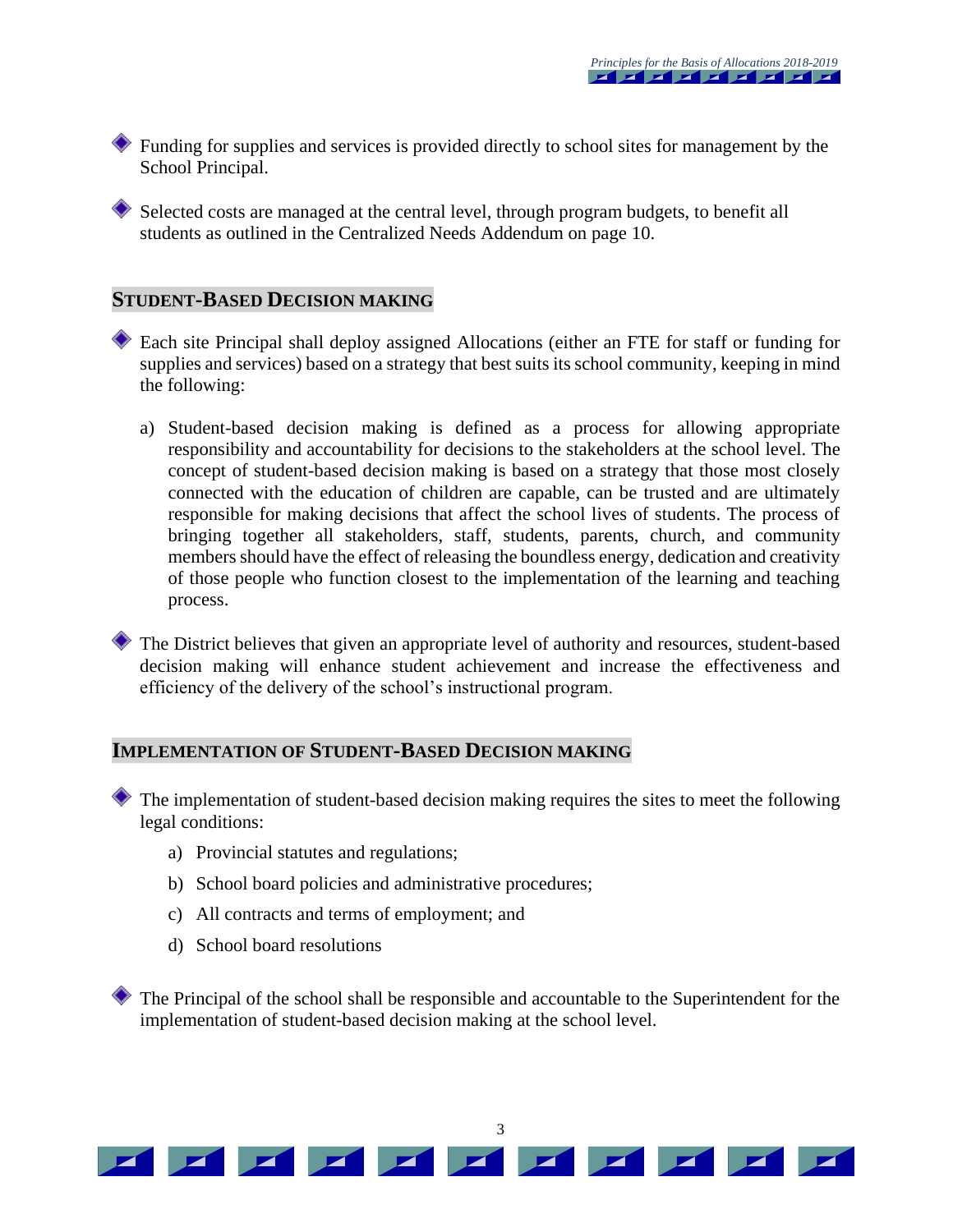- Funding for supplies and services is provided directly to school sites for management by the School Principal.

- Selected costs are managed at the central level, through program budgets, to benefit all students as outlined in the Centralized Needs Addendum on page 10.

## STUDENT-BASED DECISION MAKING

- Each site Principal shall deploy assigned Allocations (either an FTE for staff or funding for supplies and services) based on a strategy that best suits its school community, keeping in mind the following:

  a) Student-based decision making is defined as a process for allowing appropriate responsibility and accountability for decisions to the stakeholders at the school level. The concept of student-based decision making is based on a strategy that those most closely connected with the education of children are capable, can be trusted and are ultimately responsible for making decisions that affect the school lives of students. The process of bringing together all stakeholders, staff, students, parents, church, and community members should have the effect of releasing the boundless energy, dedication and creativity of those people who function closest to the implementation of the learning and teaching process.

- The District believes that given an appropriate level of authority and resources, student-based decision making will enhance student achievement and increase the effectiveness and efficiency of the delivery of the school's instructional program.

## IMPLEMENTATION OF STUDENT-BASED DECISION MAKING

- The implementation of student-based decision making requires the sites to meet the following legal conditions:

  a) Provincial statutes and regulations;

  b) School board policies and administrative procedures;

  c) All contracts and terms of employment; and

  d) School board resolutions

- The Principal of the school shall be responsible and accountable to the Superintendent for the implementation of student-based decision making at the school level.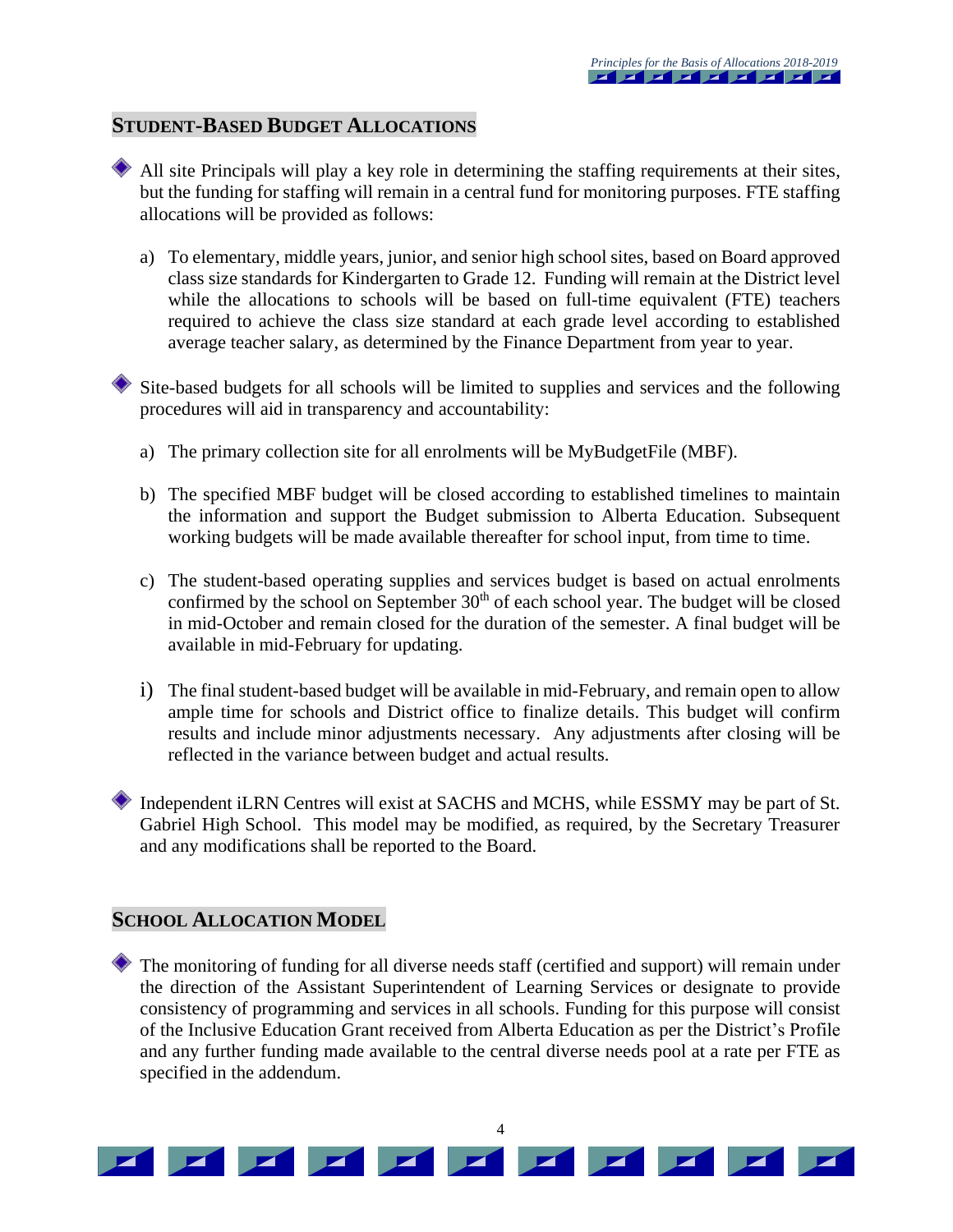## STUDENT-BASED BUDGET ALLOCATIONS

- All site Principals will play a key role in determining the staffing requirements at their sites, but the funding for staffing will remain in a central fund for monitoring purposes. FTE staffing allocations will be provided as follows:

  a) To elementary, middle years, junior, and senior high school sites, based on Board approved class size standards for Kindergarten to Grade 12. Funding will remain at the District level while the allocations to schools will be based on full-time equivalent (FTE) teachers required to achieve the class size standard at each grade level according to established average teacher salary, as determined by the Finance Department from year to year.

- Site-based budgets for all schools will be limited to supplies and services and the following procedures will aid in transparency and accountability:

  a) The primary collection site for all enrolments will be MyBudgetFile (MBF).

  b) The specified MBF budget will be closed according to established timelines to maintain the information and support the Budget submission to Alberta Education. Subsequent working budgets will be made available thereafter for school input, from time to time.

  c) The student-based operating supplies and services budget is based on actual enrolments confirmed by the school on September 30th of each school year. The budget will be closed in mid-October and remain closed for the duration of the semester. A final budget will be available in mid-February for updating.

  i) The final student-based budget will be available in mid-February, and remain open to allow ample time for schools and District office to finalize details. This budget will confirm results and include minor adjustments necessary. Any adjustments after closing will be reflected in the variance between budget and actual results.

- Independent iLRN Centres will exist at SACHS and MCHS, while ESSMY may be part of St. Gabriel High School. This model may be modified, as required, by the Secretary Treasurer and any modifications shall be reported to the Board.

## SCHOOL ALLOCATION MODEL

- The monitoring of funding for all diverse needs staff (certified and support) will remain under the direction of the Assistant Superintendent of Learning Services or designate to provide consistency of programming and services in all schools. Funding for this purpose will consist of the Inclusive Education Grant received from Alberta Education as per the District's Profile and any further funding made available to the central diverse needs pool at a rate per FTE as specified in the addendum.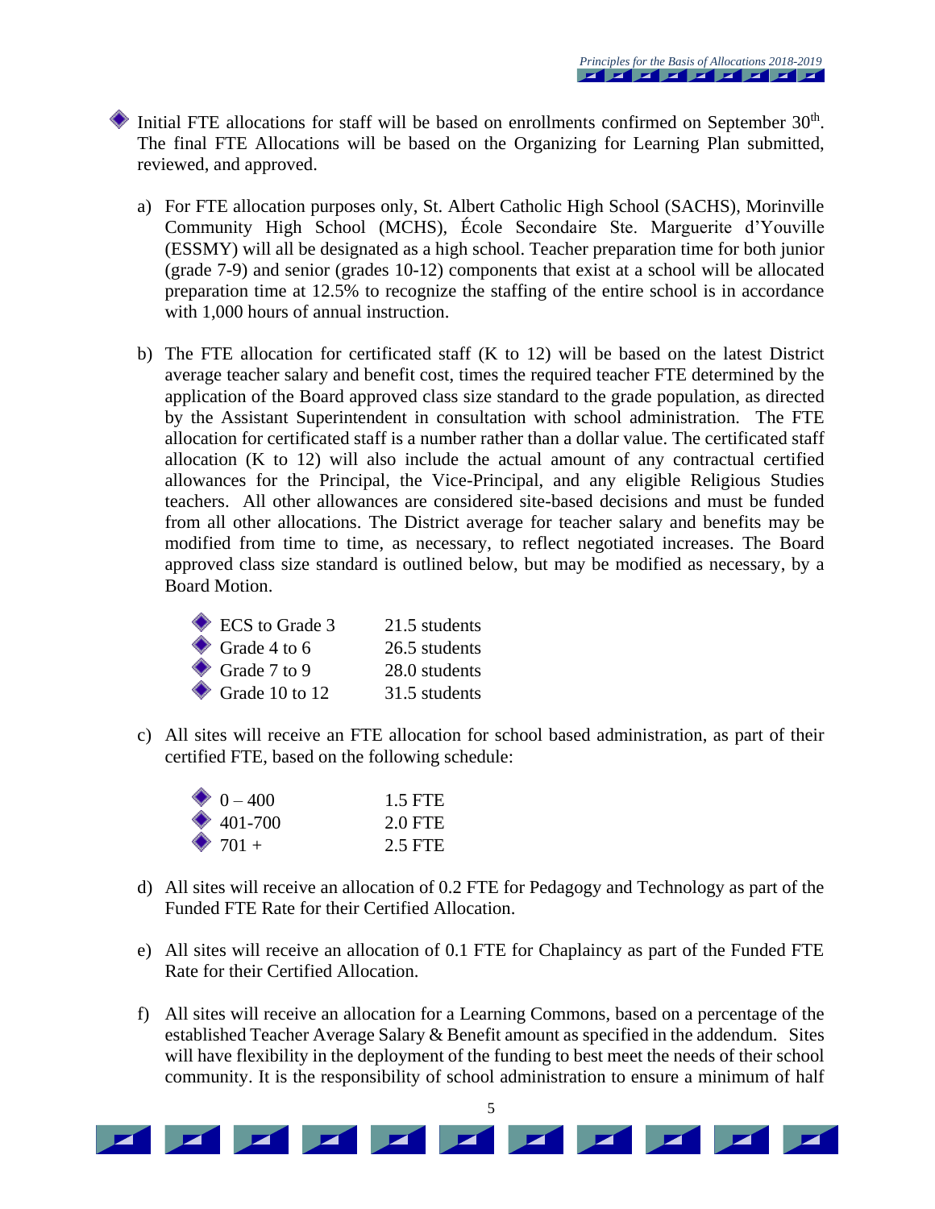- Initial FTE allocations for staff will be based on enrollments confirmed on September 30th. The final FTE Allocations will be based on the Organizing for Learning Plan submitted, reviewed, and approved.

  a) For FTE allocation purposes only, St. Albert Catholic High School (SACHS), Morinville Community High School (MCHS), École Secondaire Ste. Marguerite d'Youville (ESSMY) will all be designated as a high school. Teacher preparation time for both junior (grade 7-9) and senior (grades 10-12) components that exist at a school will be allocated preparation time at 12.5% to recognize the staffing of the entire school is in accordance with 1,000 hours of annual instruction.

  b) The FTE allocation for certificated staff (K to 12) will be based on the latest District average teacher salary and benefit cost, times the required teacher FTE determined by the application of the Board approved class size standard to the grade population, as directed by the Assistant Superintendent in consultation with school administration. The FTE allocation for certificated staff is a number rather than a dollar value. The certificated staff allocation (K to 12) will also include the actual amount of any contractual certified allowances for the Principal, the Vice-Principal, and any eligible Religious Studies teachers. All other allowances are considered site-based decisions and must be funded from all other allocations. The District average for teacher salary and benefits may be modified from time to time, as necessary, to reflect negotiated increases. The Board approved class size standard is outlined below, but may be modified as necessary, by a Board Motion.

     - ECS to Grade 3 — 21.5 students
     - Grade 4 to 6 — 26.5 students
     - Grade 7 to 9 — 28.0 students
     - Grade 10 to 12 — 31.5 students

  c) All sites will receive an FTE allocation for school based administration, as part of their certified FTE, based on the following schedule:

     - 0 – 400 — 1.5 FTE
     - 401-700 — 2.0 FTE
     - 701 + — 2.5 FTE

  d) All sites will receive an allocation of 0.2 FTE for Pedagogy and Technology as part of the Funded FTE Rate for their Certified Allocation.

  e) All sites will receive an allocation of 0.1 FTE for Chaplaincy as part of the Funded FTE Rate for their Certified Allocation.

  f) All sites will receive an allocation for a Learning Commons, based on a percentage of the established Teacher Average Salary & Benefit amount as specified in the addendum. Sites will have flexibility in the deployment of the funding to best meet the needs of their school community. It is the responsibility of school administration to ensure a minimum of half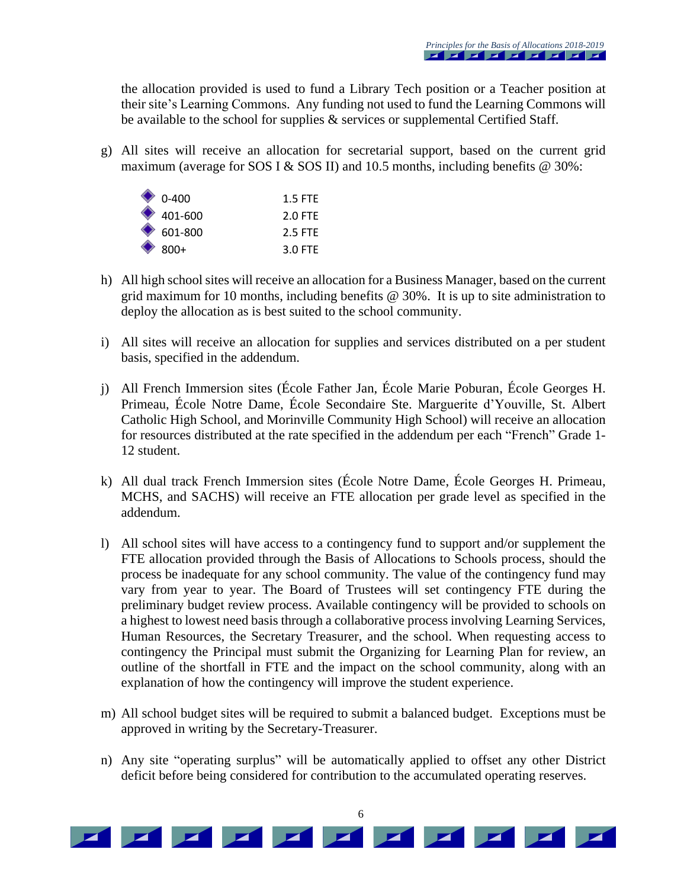the allocation provided is used to fund a Library Tech position or a Teacher position at their site's Learning Commons. Any funding not used to fund the Learning Commons will be available to the school for supplies & services or supplemental Certified Staff.

g) All sites will receive an allocation for secretarial support, based on the current grid maximum (average for SOS I & SOS II) and 10.5 months, including benefits @ 30%:

| | |
|---|---|
| 0-400 | 1.5 FTE |
| 401-600 | 2.0 FTE |
| 601-800 | 2.5 FTE |
| 800+ | 3.0 FTE |

h) All high school sites will receive an allocation for a Business Manager, based on the current grid maximum for 10 months, including benefits @ 30%. It is up to site administration to deploy the allocation as is best suited to the school community.

i) All sites will receive an allocation for supplies and services distributed on a per student basis, specified in the addendum.

j) All French Immersion sites (École Father Jan, École Marie Poburan, École Georges H. Primeau, École Notre Dame, École Secondaire Ste. Marguerite d'Youville, St. Albert Catholic High School, and Morinville Community High School) will receive an allocation for resources distributed at the rate specified in the addendum per each "French" Grade 1-12 student.

k) All dual track French Immersion sites (École Notre Dame, École Georges H. Primeau, MCHS, and SACHS) will receive an FTE allocation per grade level as specified in the addendum.

l) All school sites will have access to a contingency fund to support and/or supplement the FTE allocation provided through the Basis of Allocations to Schools process, should the process be inadequate for any school community. The value of the contingency fund may vary from year to year. The Board of Trustees will set contingency FTE during the preliminary budget review process. Available contingency will be provided to schools on a highest to lowest need basis through a collaborative process involving Learning Services, Human Resources, the Secretary Treasurer, and the school. When requesting access to contingency the Principal must submit the Organizing for Learning Plan for review, an outline of the shortfall in FTE and the impact on the school community, along with an explanation of how the contingency will improve the student experience.

m) All school budget sites will be required to submit a balanced budget. Exceptions must be approved in writing by the Secretary-Treasurer.

n) Any site "operating surplus" will be automatically applied to offset any other District deficit before being considered for contribution to the accumulated operating reserves.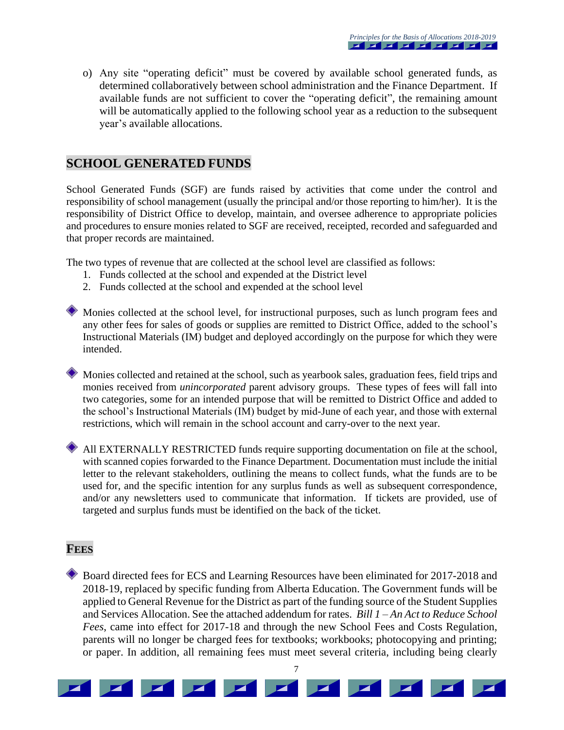o) Any site "operating deficit" must be covered by available school generated funds, as determined collaboratively between school administration and the Finance Department. If available funds are not sufficient to cover the "operating deficit", the remaining amount will be automatically applied to the following school year as a reduction to the subsequent year's available allocations.

## SCHOOL GENERATED FUNDS

School Generated Funds (SGF) are funds raised by activities that come under the control and responsibility of school management (usually the principal and/or those reporting to him/her). It is the responsibility of District Office to develop, maintain, and oversee adherence to appropriate policies and procedures to ensure monies related to SGF are received, receipted, recorded and safeguarded and that proper records are maintained.

The two types of revenue that are collected at the school level are classified as follows:

1. Funds collected at the school and expended at the District level
2. Funds collected at the school and expended at the school level

- Monies collected at the school level, for instructional purposes, such as lunch program fees and any other fees for sales of goods or supplies are remitted to District Office, added to the school's Instructional Materials (IM) budget and deployed accordingly on the purpose for which they were intended.

- Monies collected and retained at the school, such as yearbook sales, graduation fees, field trips and monies received from *unincorporated* parent advisory groups. These types of fees will fall into two categories, some for an intended purpose that will be remitted to District Office and added to the school's Instructional Materials (IM) budget by mid-June of each year, and those with external restrictions, which will remain in the school account and carry-over to the next year.

- All EXTERNALLY RESTRICTED funds require supporting documentation on file at the school, with scanned copies forwarded to the Finance Department. Documentation must include the initial letter to the relevant stakeholders, outlining the means to collect funds, what the funds are to be used for, and the specific intention for any surplus funds as well as subsequent correspondence, and/or any newsletters used to communicate that information. If tickets are provided, use of targeted and surplus funds must be identified on the back of the ticket.

## FEES

- Board directed fees for ECS and Learning Resources have been eliminated for 2017-2018 and 2018-19, replaced by specific funding from Alberta Education. The Government funds will be applied to General Revenue for the District as part of the funding source of the Student Supplies and Services Allocation. See the attached addendum for rates. *Bill 1 – An Act to Reduce School Fees*, came into effect for 2017-18 and through the new School Fees and Costs Regulation, parents will no longer be charged fees for textbooks; workbooks; photocopying and printing; or paper. In addition, all remaining fees must meet several criteria, including being clearly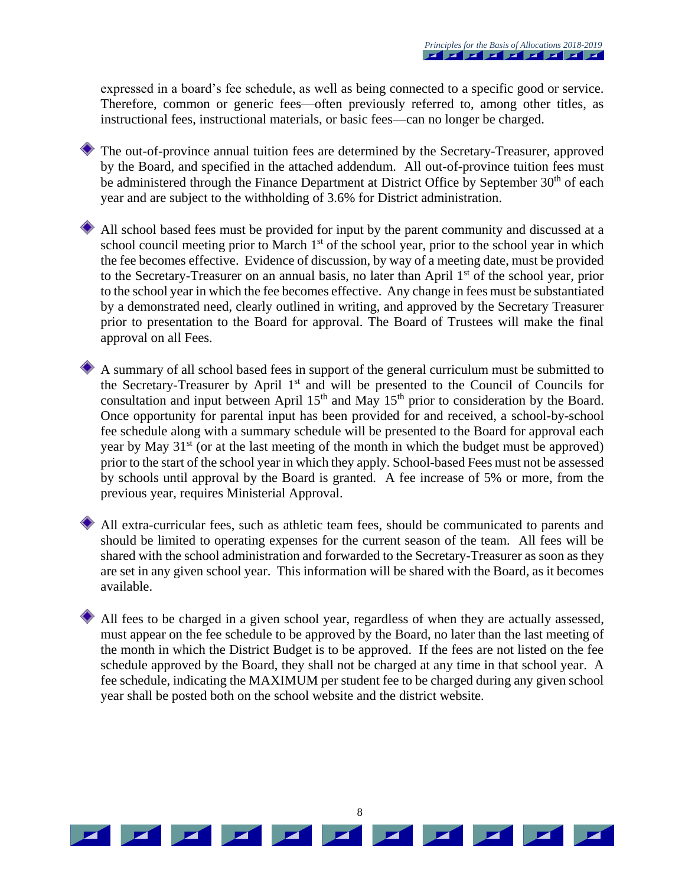expressed in a board's fee schedule, as well as being connected to a specific good or service. Therefore, common or generic fees—often previously referred to, among other titles, as instructional fees, instructional materials, or basic fees—can no longer be charged.

- The out-of-province annual tuition fees are determined by the Secretary-Treasurer, approved by the Board, and specified in the attached addendum. All out-of-province tuition fees must be administered through the Finance Department at District Office by September 30th of each year and are subject to the withholding of 3.6% for District administration.

- All school based fees must be provided for input by the parent community and discussed at a school council meeting prior to March 1st of the school year, prior to the school year in which the fee becomes effective. Evidence of discussion, by way of a meeting date, must be provided to the Secretary-Treasurer on an annual basis, no later than April 1st of the school year, prior to the school year in which the fee becomes effective. Any change in fees must be substantiated by a demonstrated need, clearly outlined in writing, and approved by the Secretary Treasurer prior to presentation to the Board for approval. The Board of Trustees will make the final approval on all Fees.

- A summary of all school based fees in support of the general curriculum must be submitted to the Secretary-Treasurer by April 1st and will be presented to the Council of Councils for consultation and input between April 15th and May 15th prior to consideration by the Board. Once opportunity for parental input has been provided for and received, a school-by-school fee schedule along with a summary schedule will be presented to the Board for approval each year by May 31st (or at the last meeting of the month in which the budget must be approved) prior to the start of the school year in which they apply. School-based Fees must not be assessed by schools until approval by the Board is granted. A fee increase of 5% or more, from the previous year, requires Ministerial Approval.

- All extra-curricular fees, such as athletic team fees, should be communicated to parents and should be limited to operating expenses for the current season of the team. All fees will be shared with the school administration and forwarded to the Secretary-Treasurer as soon as they are set in any given school year. This information will be shared with the Board, as it becomes available.

- All fees to be charged in a given school year, regardless of when they are actually assessed, must appear on the fee schedule to be approved by the Board, no later than the last meeting of the month in which the District Budget is to be approved. If the fees are not listed on the fee schedule approved by the Board, they shall not be charged at any time in that school year. A fee schedule, indicating the MAXIMUM per student fee to be charged during any given school year shall be posted both on the school website and the district website.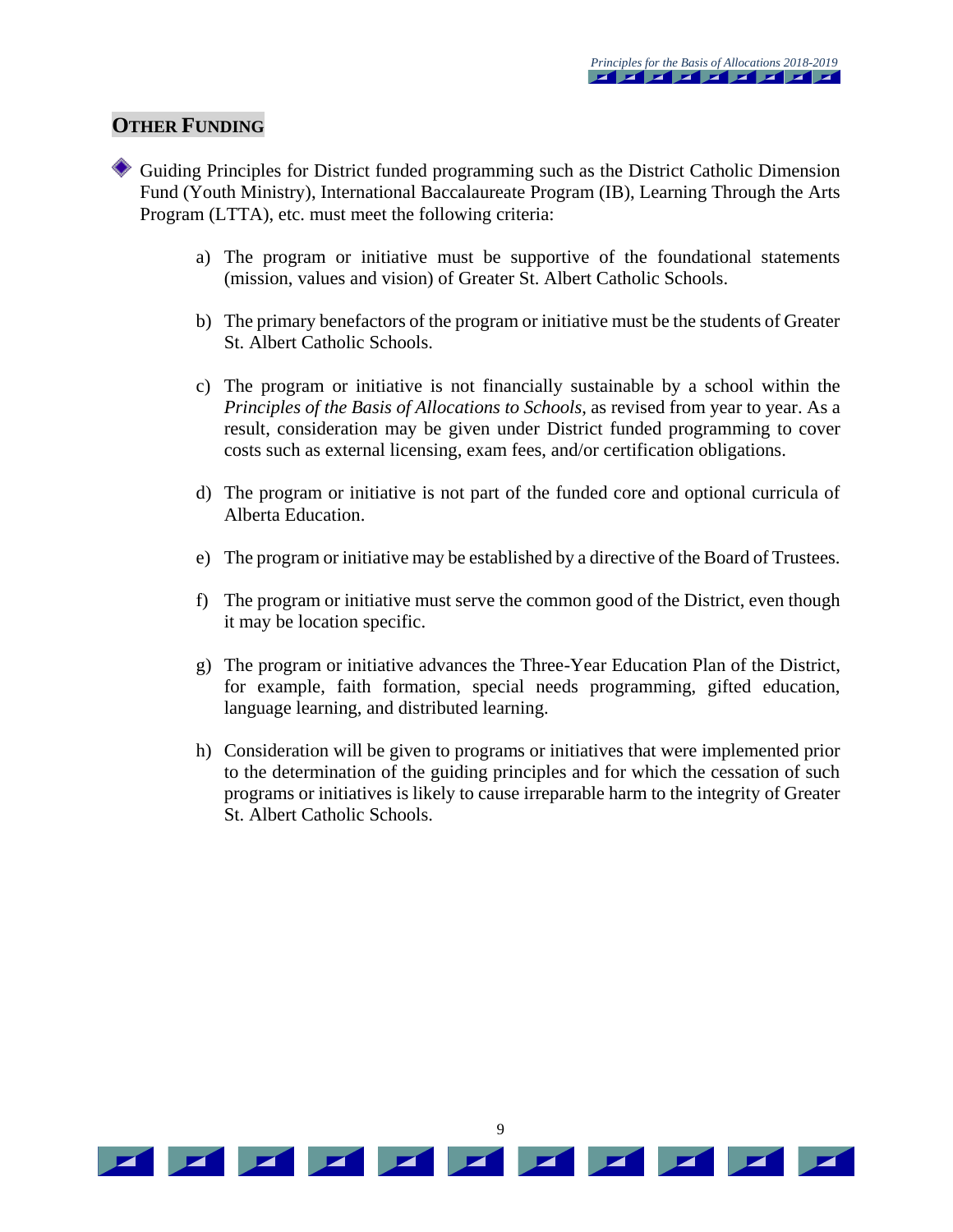## OTHER FUNDING

- Guiding Principles for District funded programming such as the District Catholic Dimension Fund (Youth Ministry), International Baccalaureate Program (IB), Learning Through the Arts Program (LTTA), etc. must meet the following criteria:

  a) The program or initiative must be supportive of the foundational statements (mission, values and vision) of Greater St. Albert Catholic Schools.

  b) The primary benefactors of the program or initiative must be the students of Greater St. Albert Catholic Schools.

  c) The program or initiative is not financially sustainable by a school within the *Principles of the Basis of Allocations to Schools*, as revised from year to year. As a result, consideration may be given under District funded programming to cover costs such as external licensing, exam fees, and/or certification obligations.

  d) The program or initiative is not part of the funded core and optional curricula of Alberta Education.

  e) The program or initiative may be established by a directive of the Board of Trustees.

  f) The program or initiative must serve the common good of the District, even though it may be location specific.

  g) The program or initiative advances the Three-Year Education Plan of the District, for example, faith formation, special needs programming, gifted education, language learning, and distributed learning.

  h) Consideration will be given to programs or initiatives that were implemented prior to the determination of the guiding principles and for which the cessation of such programs or initiatives is likely to cause irreparable harm to the integrity of Greater St. Albert Catholic Schools.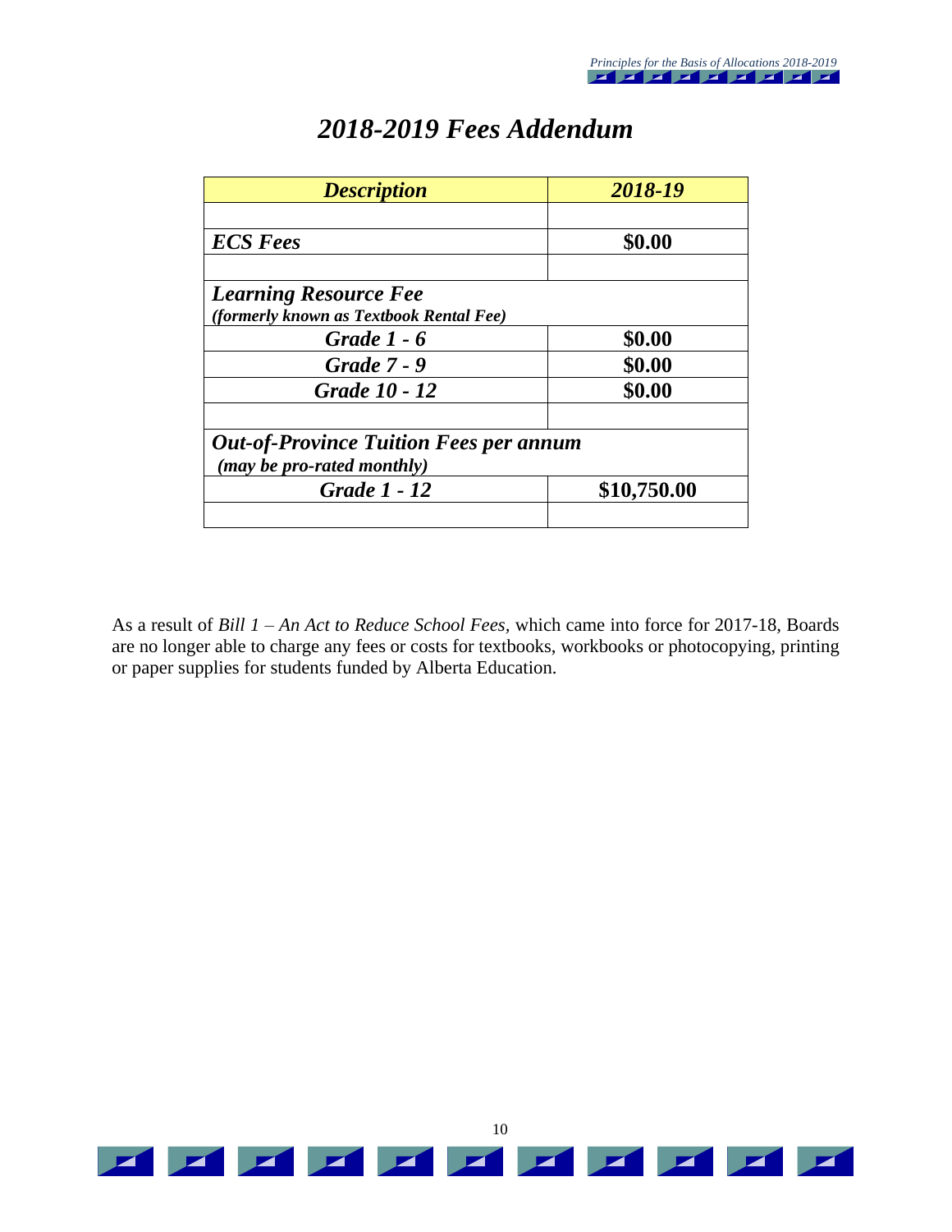# *2018-2019 Fees Addendum*

| *Description* | *2018-19* |
|---|---|
| | |
| ***ECS Fees*** | **$0.00** |
| | |
| ***Learning Resource Fee*** <br> ***(formerly known as Textbook Rental Fee)*** | |
| ***Grade 1 - 6*** | **$0.00** |
| ***Grade 7 - 9*** | **$0.00** |
| ***Grade 10 - 12*** | **$0.00** |
| | |
| ***Out-of-Province Tuition Fees per annum*** <br> ***(may be pro-rated monthly)*** | |
| ***Grade 1 - 12*** | **$10,750.00** |
| | |

As a result of *Bill 1 – An Act to Reduce School Fees*, which came into force for 2017-18, Boards are no longer able to charge any fees or costs for textbooks, workbooks or photocopying, printing or paper supplies for students funded by Alberta Education.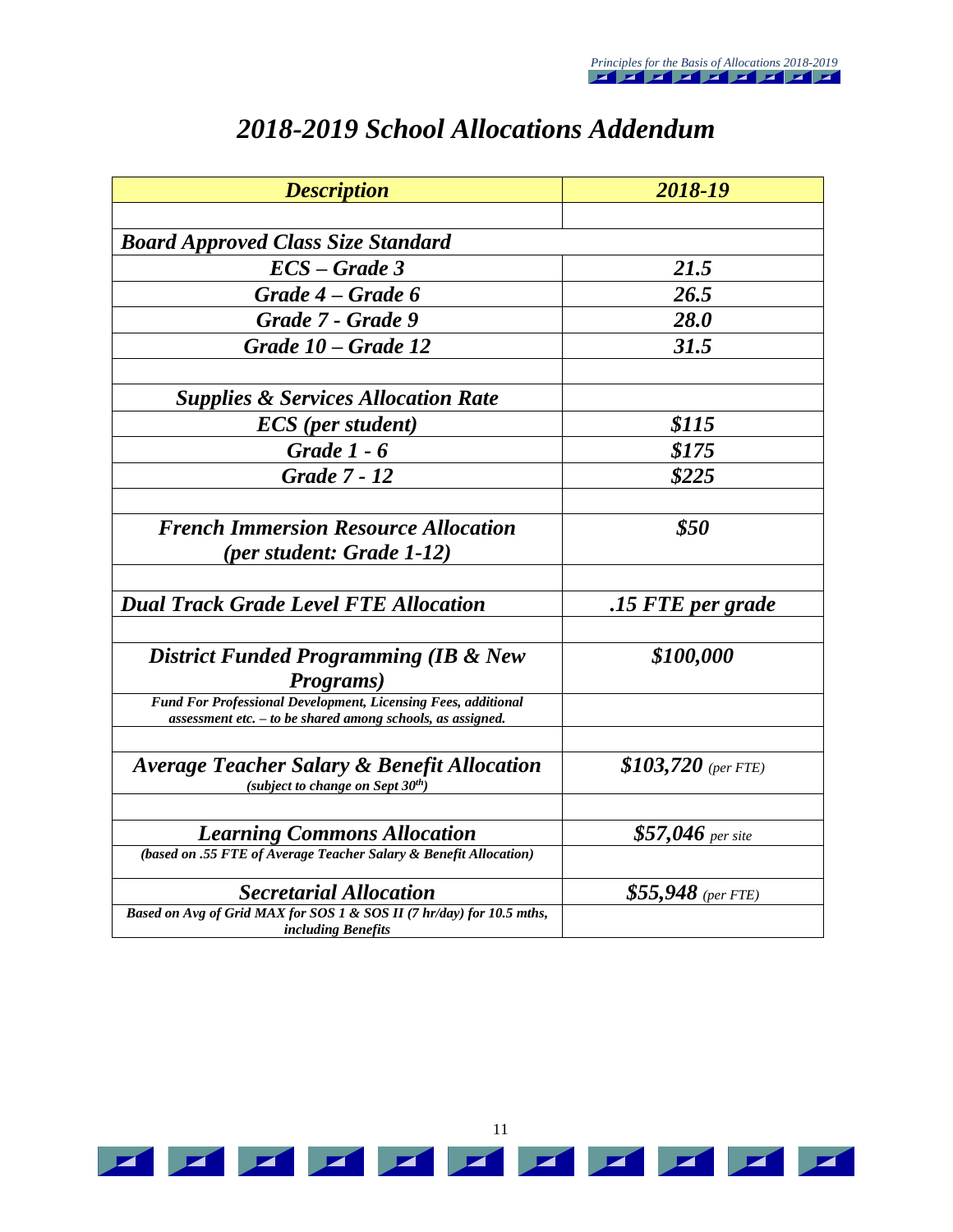# *2018-2019 School Allocations Addendum*

| ***Description*** | ***2018-19*** |
|---|---|
| | |
| ***Board Approved Class Size Standard*** | |
| ***ECS – Grade 3*** | ***21.5*** |
| ***Grade 4 – Grade 6*** | ***26.5*** |
| ***Grade 7 - Grade 9*** | ***28.0*** |
| ***Grade 10 – Grade 12*** | ***31.5*** |
| | |
| ***Supplies & Services Allocation Rate*** | |
| ***ECS (per student)*** | ***$115*** |
| ***Grade 1 - 6*** | ***$175*** |
| ***Grade 7 - 12*** | ***$225*** |
| | |
| ***French Immersion Resource Allocation (per student: Grade 1-12)*** | ***$50*** |
| | |
| ***Dual Track Grade Level FTE Allocation*** | ***.15 FTE per grade*** |
| | |
| ***District Funded Programming (IB & New Programs)*** | ***$100,000*** |
| ***Fund For Professional Development, Licensing Fees, additional assessment etc. – to be shared among schools, as assigned.*** | |
| | |
| ***Average Teacher Salary & Benefit Allocation*** ***(subject to change on Sept 30th)*** | ***$103,720*** *(per FTE)* |
| | |
| ***Learning Commons Allocation*** | ***$57,046*** *per site* |
| ***(based on .55 FTE of Average Teacher Salary & Benefit Allocation)*** | |
| ***Secretarial Allocation*** | ***$55,948*** *(per FTE)* |
| ***Based on Avg of Grid MAX for SOS 1 & SOS II (7 hr/day) for 10.5 mths, including Benefits*** | |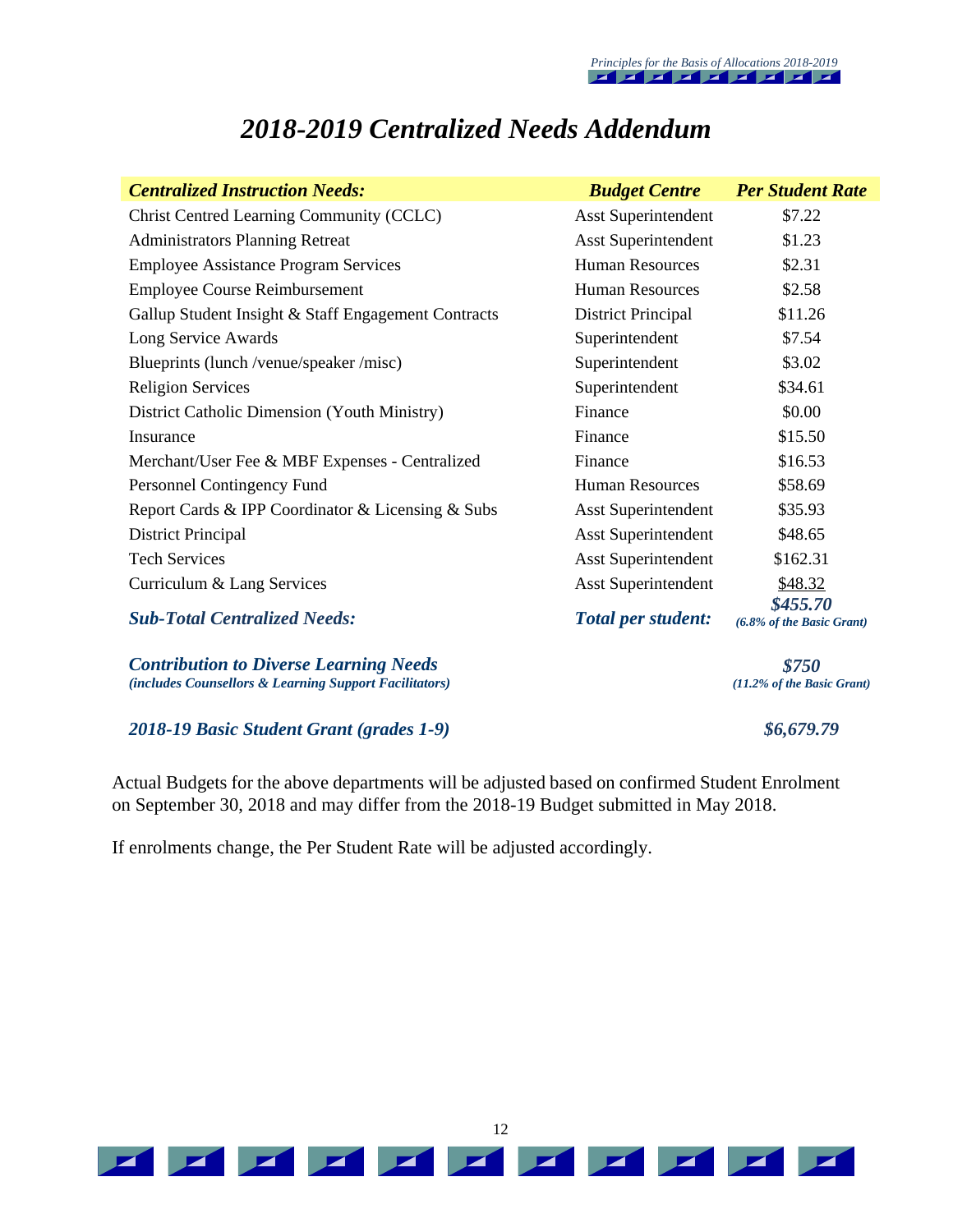# *2018-2019 Centralized Needs Addendum*

| *Centralized Instruction Needs:* | *Budget Centre* | *Per Student Rate* |
|---|---|---|
| Christ Centred Learning Community (CCLC) | Asst Superintendent | $7.22 |
| Administrators Planning Retreat | Asst Superintendent | $1.23 |
| Employee Assistance Program Services | Human Resources | $2.31 |
| Employee Course Reimbursement | Human Resources | $2.58 |
| Gallup Student Insight & Staff Engagement Contracts | District Principal | $11.26 |
| Long Service Awards | Superintendent | $7.54 |
| Blueprints (lunch /venue/speaker /misc) | Superintendent | $3.02 |
| Religion Services | Superintendent | $34.61 |
| District Catholic Dimension (Youth Ministry) | Finance | $0.00 |
| Insurance | Finance | $15.50 |
| Merchant/User Fee & MBF Expenses - Centralized | Finance | $16.53 |
| Personnel Contingency Fund | Human Resources | $58.69 |
| Report Cards & IPP Coordinator & Licensing & Subs | Asst Superintendent | $35.93 |
| District Principal | Asst Superintendent | $48.65 |
| Tech Services | Asst Superintendent | $162.31 |
| Curriculum & Lang Services | Asst Superintendent | $48.32 |
| ***Sub-Total Centralized Needs:*** | ***Total per student:*** | ***$455.70*** ***(6.8% of the Basic Grant)*** |

***Contribution to Diverse Learning Needs*** — ***$750***
***(includes Counsellors & Learning Support Facilitators)*** — ***(11.2% of the Basic Grant)***

***2018-19 Basic Student Grant (grades 1-9)*** — ***$6,679.79***

Actual Budgets for the above departments will be adjusted based on confirmed Student Enrolment on September 30, 2018 and may differ from the 2018-19 Budget submitted in May 2018.

If enrolments change, the Per Student Rate will be adjusted accordingly.